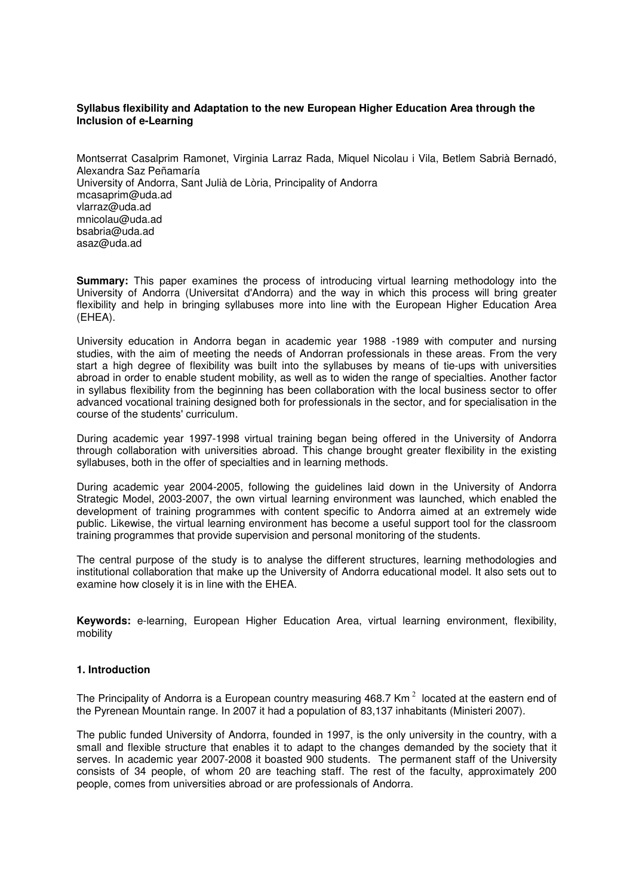**Syllabus flexibility and Adaptation to the new European Higher Education Area through the Inclusion of e-Learning**

Montserrat Casalprim Ramonet, Virginia Larraz Rada, Miquel Nicolau i Vila, Betlem Sabrià Bernadó, Alexandra Saz Peñamaría
University of Andorra, Sant Julià de Lòria, Principality of Andorra
mcasaprim@uda.ad
vlarraz@uda.ad
mnicolau@uda.ad
bsabria@uda.ad
asaz@uda.ad

**Summary:** This paper examines the process of introducing virtual learning methodology into the University of Andorra (Universitat d'Andorra) and the way in which this process will bring greater flexibility and help in bringing syllabuses more into line with the European Higher Education Area (EHEA).

University education in Andorra began in academic year 1988 -1989 with computer and nursing studies, with the aim of meeting the needs of Andorran professionals in these areas. From the very start a high degree of flexibility was built into the syllabuses by means of tie-ups with universities abroad in order to enable student mobility, as well as to widen the range of specialties. Another factor in syllabus flexibility from the beginning has been collaboration with the local business sector to offer advanced vocational training designed both for professionals in the sector, and for specialisation in the course of the students' curriculum.

During academic year 1997-1998 virtual training began being offered in the University of Andorra through collaboration with universities abroad. This change brought greater flexibility in the existing syllabuses, both in the offer of specialties and in learning methods.

During academic year 2004-2005, following the guidelines laid down in the University of Andorra Strategic Model, 2003-2007, the own virtual learning environment was launched, which enabled the development of training programmes with content specific to Andorra aimed at an extremely wide public. Likewise, the virtual learning environment has become a useful support tool for the classroom training programmes that provide supervision and personal monitoring of the students.

The central purpose of the study is to analyse the different structures, learning methodologies and institutional collaboration that make up the University of Andorra educational model. It also sets out to examine how closely it is in line with the EHEA.

**Keywords:** e-learning, European Higher Education Area, virtual learning environment, flexibility, mobility

## 1. Introduction

The Principality of Andorra is a European country measuring 468.7 $Km^2$ located at the eastern end of the Pyrenean Mountain range. In 2007 it had a population of 83,137 inhabitants (Ministeri 2007).

The public funded University of Andorra, founded in 1997, is the only university in the country, with a small and flexible structure that enables it to adapt to the changes demanded by the society that it serves. In academic year 2007-2008 it boasted 900 students. The permanent staff of the University consists of 34 people, of whom 20 are teaching staff. The rest of the faculty, approximately 200 people, comes from universities abroad or are professionals of Andorra.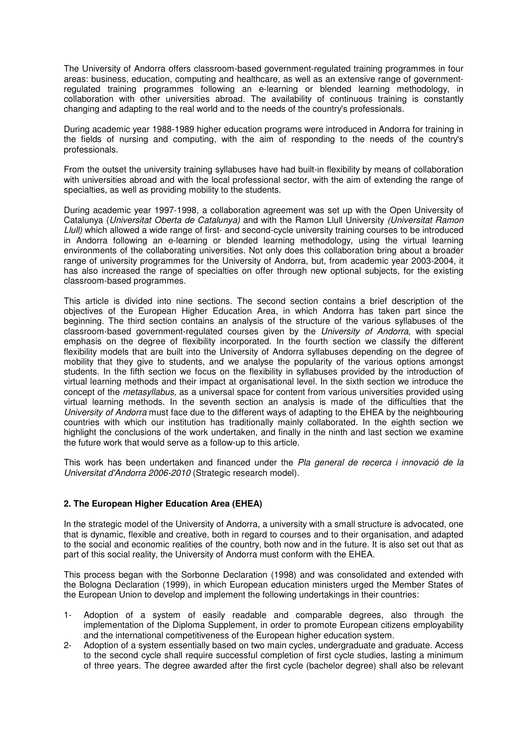The University of Andorra offers classroom-based government-regulated training programmes in four areas: business, education, computing and healthcare, as well as an extensive range of government-regulated training programmes following an e-learning or blended learning methodology, in collaboration with other universities abroad. The availability of continuous training is constantly changing and adapting to the real world and to the needs of the country's professionals.

During academic year 1988-1989 higher education programs were introduced in Andorra for training in the fields of nursing and computing, with the aim of responding to the needs of the country's professionals.

From the outset the university training syllabuses have had built-in flexibility by means of collaboration with universities abroad and with the local professional sector, with the aim of extending the range of specialties, as well as providing mobility to the students.

During academic year 1997-1998, a collaboration agreement was set up with the Open University of Catalunya (*Universitat Oberta de Catalunya)* and with the Ramon Llull University *(Universitat Ramon Llull)* which allowed a wide range of first- and second-cycle university training courses to be introduced in Andorra following an e-learning or blended learning methodology, using the virtual learning environments of the collaborating universities. Not only does this collaboration bring about a broader range of university programmes for the University of Andorra, but, from academic year 2003-2004, it has also increased the range of specialties on offer through new optional subjects, for the existing classroom-based programmes.

This article is divided into nine sections. The second section contains a brief description of the objectives of the European Higher Education Area, in which Andorra has taken part since the beginning. The third section contains an analysis of the structure of the various syllabuses of the classroom-based government-regulated courses given by the *University of Andorra*, with special emphasis on the degree of flexibility incorporated. In the fourth section we classify the different flexibility models that are built into the University of Andorra syllabuses depending on the degree of mobility that they give to students, and we analyse the popularity of the various options amongst students. In the fifth section we focus on the flexibility in syllabuses provided by the introduction of virtual learning methods and their impact at organisational level. In the sixth section we introduce the concept of the *metasyllabus*, as a universal space for content from various universities provided using virtual learning methods. In the seventh section an analysis is made of the difficulties that the *University of Andorra* must face due to the different ways of adapting to the EHEA by the neighbouring countries with which our institution has traditionally mainly collaborated. In the eighth section we highlight the conclusions of the work undertaken, and finally in the ninth and last section we examine the future work that would serve as a follow-up to this article.

This work has been undertaken and financed under the *Pla general de recerca i innovació de la Universitat d'Andorra 2006-2010* (Strategic research model).

## 2. The European Higher Education Area (EHEA)

In the strategic model of the University of Andorra, a university with a small structure is advocated, one that is dynamic, flexible and creative, both in regard to courses and to their organisation, and adapted to the social and economic realities of the country, both now and in the future. It is also set out that as part of this social reality, the University of Andorra must conform with the EHEA.

This process began with the Sorbonne Declaration (1998) and was consolidated and extended with the Bologna Declaration (1999), in which European education ministers urged the Member States of the European Union to develop and implement the following undertakings in their countries:

1- Adoption of a system of easily readable and comparable degrees, also through the implementation of the Diploma Supplement, in order to promote European citizens employability and the international competitiveness of the European higher education system.
2- Adoption of a system essentially based on two main cycles, undergraduate and graduate. Access to the second cycle shall require successful completion of first cycle studies, lasting a minimum of three years. The degree awarded after the first cycle (bachelor degree) shall also be relevant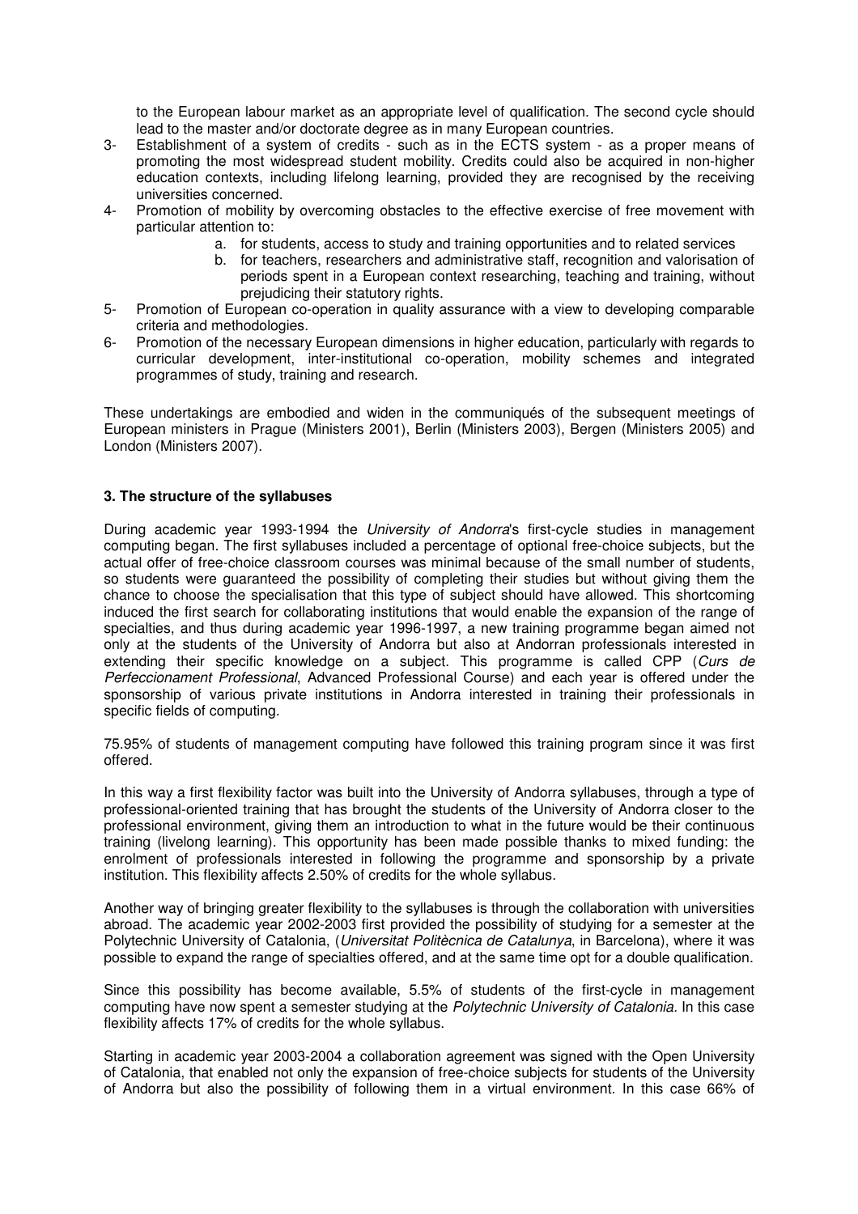to the European labour market as an appropriate level of qualification. The second cycle should lead to the master and/or doctorate degree as in many European countries.

3- Establishment of a system of credits - such as in the ECTS system - as a proper means of promoting the most widespread student mobility. Credits could also be acquired in non-higher education contexts, including lifelong learning, provided they are recognised by the receiving universities concerned.
4- Promotion of mobility by overcoming obstacles to the effective exercise of free movement with particular attention to:
   a. for students, access to study and training opportunities and to related services
   b. for teachers, researchers and administrative staff, recognition and valorisation of periods spent in a European context researching, teaching and training, without prejudicing their statutory rights.
5- Promotion of European co-operation in quality assurance with a view to developing comparable criteria and methodologies.
6- Promotion of the necessary European dimensions in higher education, particularly with regards to curricular development, inter-institutional co-operation, mobility schemes and integrated programmes of study, training and research.

These undertakings are embodied and widen in the communiqués of the subsequent meetings of European ministers in Prague (Ministers 2001), Berlin (Ministers 2003), Bergen (Ministers 2005) and London (Ministers 2007).

### 3. The structure of the syllabuses

During academic year 1993-1994 the *University of Andorra*'s first-cycle studies in management computing began. The first syllabuses included a percentage of optional free-choice subjects, but the actual offer of free-choice classroom courses was minimal because of the small number of students, so students were guaranteed the possibility of completing their studies but without giving them the chance to choose the specialisation that this type of subject should have allowed. This shortcoming induced the first search for collaborating institutions that would enable the expansion of the range of specialties, and thus during academic year 1996-1997, a new training programme began aimed not only at the students of the University of Andorra but also at Andorran professionals interested in extending their specific knowledge on a subject. This programme is called CPP (*Curs de Perfeccionament Professional*, Advanced Professional Course) and each year is offered under the sponsorship of various private institutions in Andorra interested in training their professionals in specific fields of computing.

75.95% of students of management computing have followed this training program since it was first offered.

In this way a first flexibility factor was built into the University of Andorra syllabuses, through a type of professional-oriented training that has brought the students of the University of Andorra closer to the professional environment, giving them an introduction to what in the future would be their continuous training (livelong learning). This opportunity has been made possible thanks to mixed funding: the enrolment of professionals interested in following the programme and sponsorship by a private institution. This flexibility affects 2.50% of credits for the whole syllabus.

Another way of bringing greater flexibility to the syllabuses is through the collaboration with universities abroad. The academic year 2002-2003 first provided the possibility of studying for a semester at the Polytechnic University of Catalonia, (*Universitat Politècnica de Catalunya*, in Barcelona), where it was possible to expand the range of specialties offered, and at the same time opt for a double qualification.

Since this possibility has become available, 5.5% of students of the first-cycle in management computing have now spent a semester studying at the *Polytechnic University of Catalonia.* In this case flexibility affects 17% of credits for the whole syllabus.

Starting in academic year 2003-2004 a collaboration agreement was signed with the Open University of Catalonia, that enabled not only the expansion of free-choice subjects for students of the University of Andorra but also the possibility of following them in a virtual environment. In this case 66% of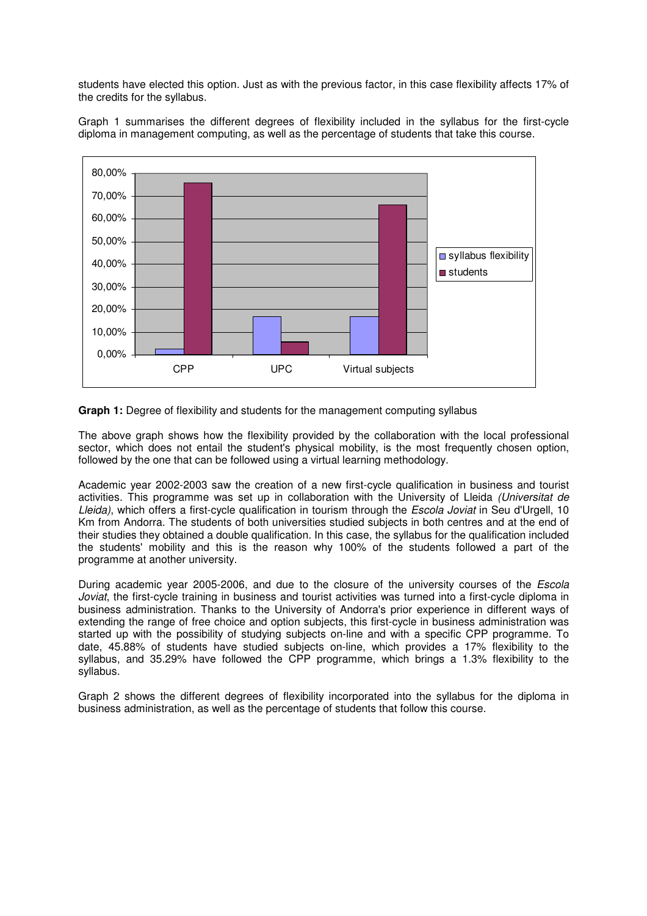students have elected this option. Just as with the previous factor, in this case flexibility affects 17% of the credits for the syllabus.

Graph 1 summarises the different degrees of flexibility included in the syllabus for the first-cycle diploma in management computing, as well as the percentage of students that take this course.

**Graph 1:** Degree of flexibility and students for the management computing syllabus

The above graph shows how the flexibility provided by the collaboration with the local professional sector, which does not entail the student's physical mobility, is the most frequently chosen option, followed by the one that can be followed using a virtual learning methodology.

Academic year 2002-2003 saw the creation of a new first-cycle qualification in business and tourist activities. This programme was set up in collaboration with the University of Lleida *(Universitat de Lleida)*, which offers a first-cycle qualification in tourism through the *Escola Joviat* in Seu d'Urgell, 10 Km from Andorra. The students of both universities studied subjects in both centres and at the end of their studies they obtained a double qualification. In this case, the syllabus for the qualification included the students' mobility and this is the reason why 100% of the students followed a part of the programme at another university.

During academic year 2005-2006, and due to the closure of the university courses of the *Escola Joviat*, the first-cycle training in business and tourist activities was turned into a first-cycle diploma in business administration. Thanks to the University of Andorra's prior experience in different ways of extending the range of free choice and option subjects, this first-cycle in business administration was started up with the possibility of studying subjects on-line and with a specific CPP programme. To date, 45.88% of students have studied subjects on-line, which provides a 17% flexibility to the syllabus, and 35.29% have followed the CPP programme, which brings a 1.3% flexibility to the syllabus.

Graph 2 shows the different degrees of flexibility incorporated into the syllabus for the diploma in business administration, as well as the percentage of students that follow this course.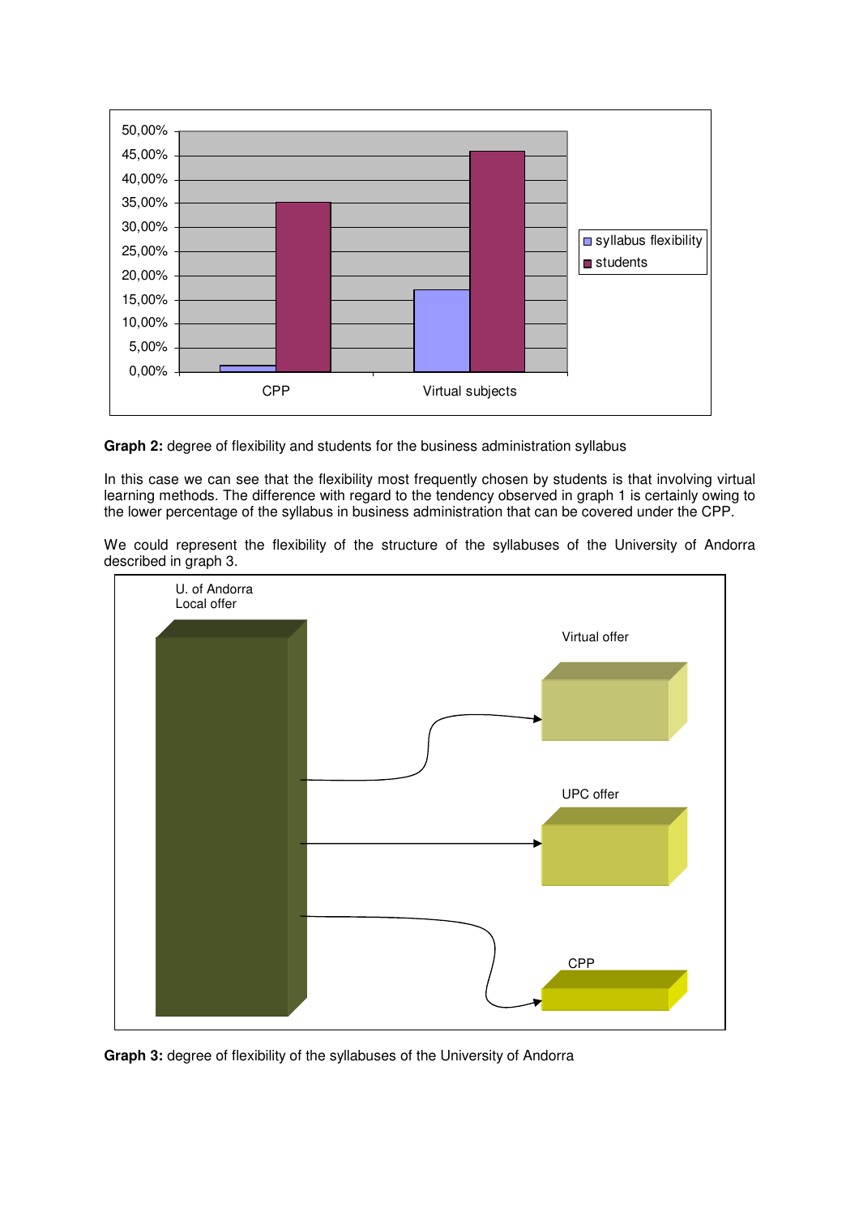**Graph 2:** degree of flexibility and students for the business administration syllabus

In this case we can see that the flexibility most frequently chosen by students is that involving virtual learning methods. The difference with regard to the tendency observed in graph 1 is certainly owing to the lower percentage of the syllabus in business administration that can be covered under the CPP.

We could represent the flexibility of the structure of the syllabuses of the University of Andorra described in graph 3.

**Graph 3:** degree of flexibility of the syllabuses of the University of Andorra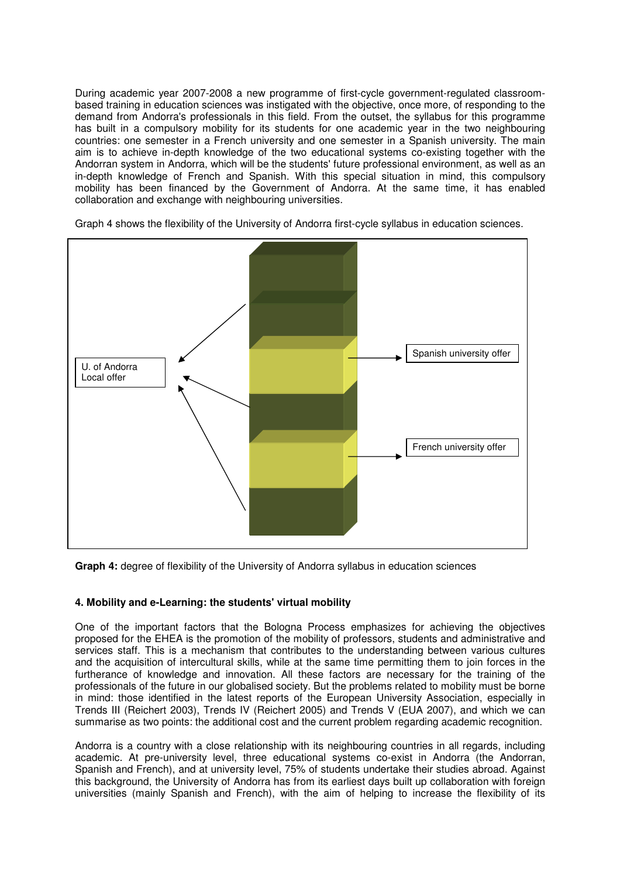During academic year 2007-2008 a new programme of first-cycle government-regulated classroom-based training in education sciences was instigated with the objective, once more, of responding to the demand from Andorra's professionals in this field. From the outset, the syllabus for this programme has built in a compulsory mobility for its students for one academic year in the two neighbouring countries: one semester in a French university and one semester in a Spanish university. The main aim is to achieve in-depth knowledge of the two educational systems co-existing together with the Andorran system in Andorra, which will be the students' future professional environment, as well as an in-depth knowledge of French and Spanish. With this special situation in mind, this compulsory mobility has been financed by the Government of Andorra. At the same time, it has enabled collaboration and exchange with neighbouring universities.

Graph 4 shows the flexibility of the University of Andorra first-cycle syllabus in education sciences.

U. of Andorra Local offer

Spanish university offer

French university offer

**Graph 4:** degree of flexibility of the University of Andorra syllabus in education sciences

#### 4. Mobility and e-Learning: the students' virtual mobility

One of the important factors that the Bologna Process emphasizes for achieving the objectives proposed for the EHEA is the promotion of the mobility of professors, students and administrative and services staff. This is a mechanism that contributes to the understanding between various cultures and the acquisition of intercultural skills, while at the same time permitting them to join forces in the furtherance of knowledge and innovation. All these factors are necessary for the training of the professionals of the future in our globalised society. But the problems related to mobility must be borne in mind: those identified in the latest reports of the European University Association, especially in Trends III (Reichert 2003), Trends IV (Reichert 2005) and Trends V (EUA 2007), and which we can summarise as two points: the additional cost and the current problem regarding academic recognition.

Andorra is a country with a close relationship with its neighbouring countries in all regards, including academic. At pre-university level, three educational systems co-exist in Andorra (the Andorran, Spanish and French), and at university level, 75% of students undertake their studies abroad. Against this background, the University of Andorra has from its earliest days built up collaboration with foreign universities (mainly Spanish and French), with the aim of helping to increase the flexibility of its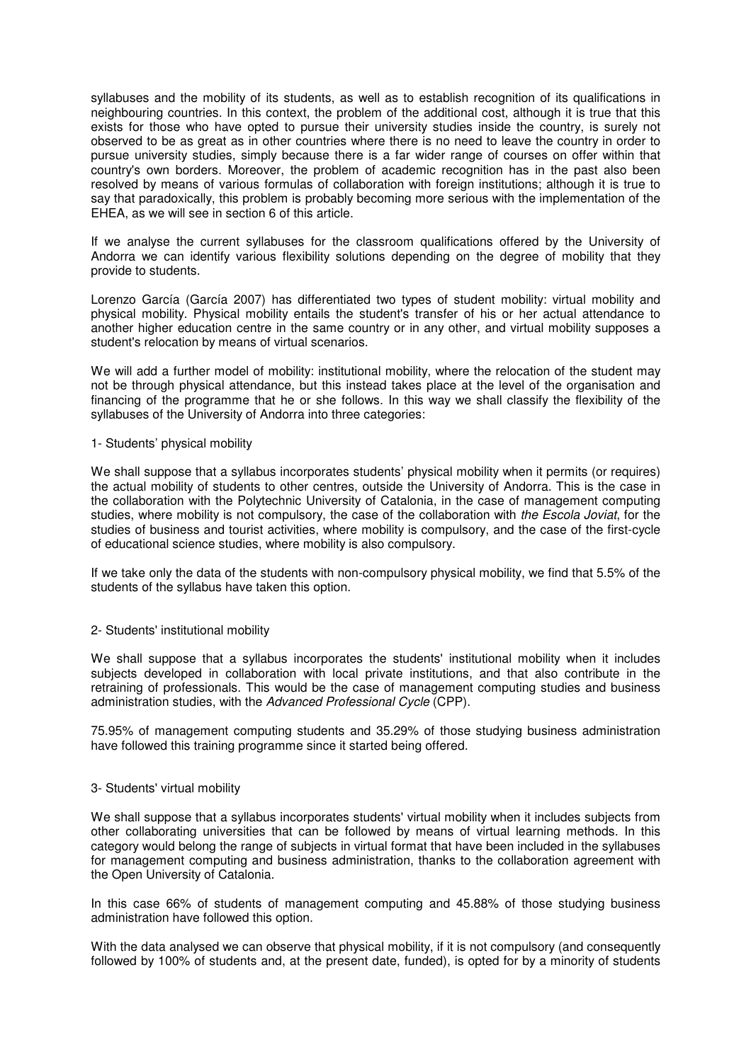syllabuses and the mobility of its students, as well as to establish recognition of its qualifications in neighbouring countries. In this context, the problem of the additional cost, although it is true that this exists for those who have opted to pursue their university studies inside the country, is surely not observed to be as great as in other countries where there is no need to leave the country in order to pursue university studies, simply because there is a far wider range of courses on offer within that country's own borders. Moreover, the problem of academic recognition has in the past also been resolved by means of various formulas of collaboration with foreign institutions; although it is true to say that paradoxically, this problem is probably becoming more serious with the implementation of the EHEA, as we will see in section 6 of this article.

If we analyse the current syllabuses for the classroom qualifications offered by the University of Andorra we can identify various flexibility solutions depending on the degree of mobility that they provide to students.

Lorenzo García (García 2007) has differentiated two types of student mobility: virtual mobility and physical mobility. Physical mobility entails the student's transfer of his or her actual attendance to another higher education centre in the same country or in any other, and virtual mobility supposes a student's relocation by means of virtual scenarios.

We will add a further model of mobility: institutional mobility, where the relocation of the student may not be through physical attendance, but this instead takes place at the level of the organisation and financing of the programme that he or she follows. In this way we shall classify the flexibility of the syllabuses of the University of Andorra into three categories:

1- Students' physical mobility

We shall suppose that a syllabus incorporates students' physical mobility when it permits (or requires) the actual mobility of students to other centres, outside the University of Andorra. This is the case in the collaboration with the Polytechnic University of Catalonia, in the case of management computing studies, where mobility is not compulsory, the case of the collaboration with *the Escola Joviat*, for the studies of business and tourist activities, where mobility is compulsory, and the case of the first-cycle of educational science studies, where mobility is also compulsory.

If we take only the data of the students with non-compulsory physical mobility, we find that 5.5% of the students of the syllabus have taken this option.

2- Students' institutional mobility

We shall suppose that a syllabus incorporates the students' institutional mobility when it includes subjects developed in collaboration with local private institutions, and that also contribute in the retraining of professionals. This would be the case of management computing studies and business administration studies, with the *Advanced Professional Cycle* (CPP).

75.95% of management computing students and 35.29% of those studying business administration have followed this training programme since it started being offered.

3- Students' virtual mobility

We shall suppose that a syllabus incorporates students' virtual mobility when it includes subjects from other collaborating universities that can be followed by means of virtual learning methods. In this category would belong the range of subjects in virtual format that have been included in the syllabuses for management computing and business administration, thanks to the collaboration agreement with the Open University of Catalonia.

In this case 66% of students of management computing and 45.88% of those studying business administration have followed this option.

With the data analysed we can observe that physical mobility, if it is not compulsory (and consequently followed by 100% of students and, at the present date, funded), is opted for by a minority of students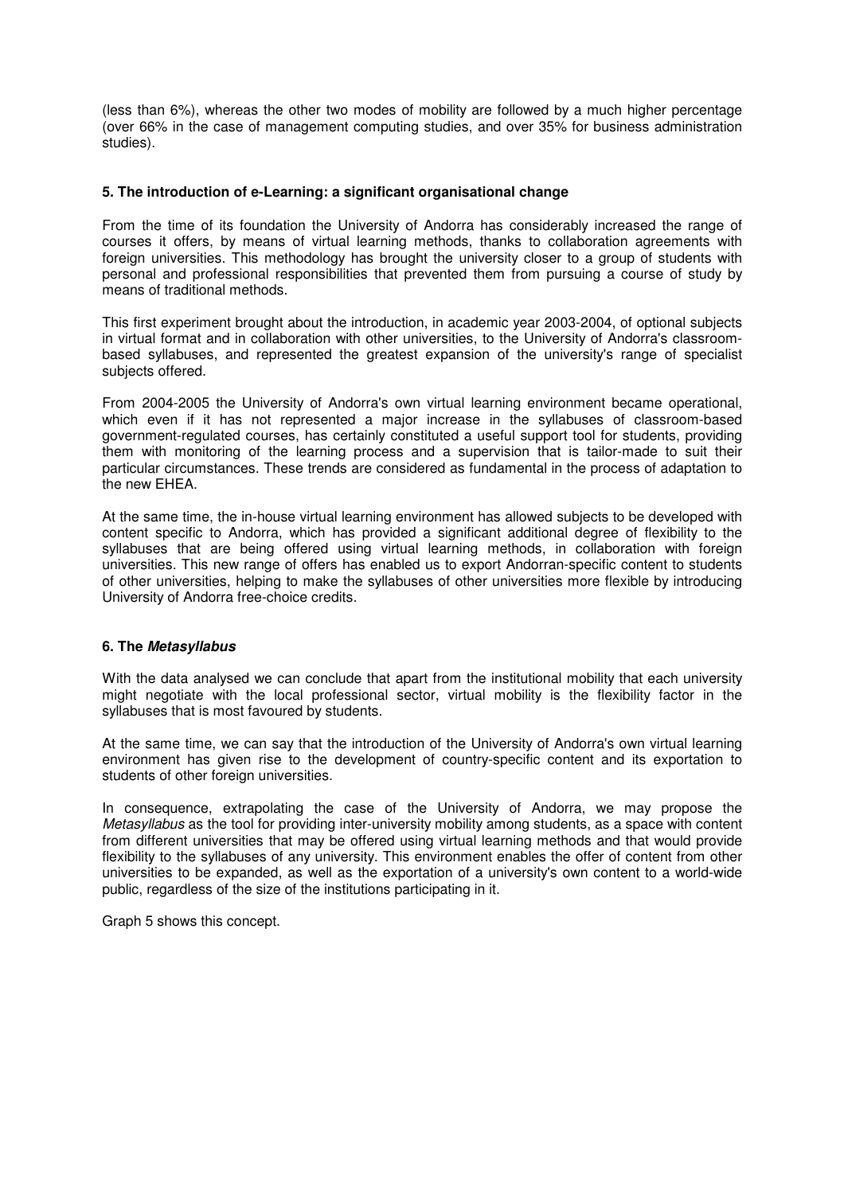(less than 6%), whereas the other two modes of mobility are followed by a much higher percentage (over 66% in the case of management computing studies, and over 35% for business administration studies).

## 5. The introduction of e-Learning: a significant organisational change

From the time of its foundation the University of Andorra has considerably increased the range of courses it offers, by means of virtual learning methods, thanks to collaboration agreements with foreign universities. This methodology has brought the university closer to a group of students with personal and professional responsibilities that prevented them from pursuing a course of study by means of traditional methods.

This first experiment brought about the introduction, in academic year 2003-2004, of optional subjects in virtual format and in collaboration with other universities, to the University of Andorra's classroom-based syllabuses, and represented the greatest expansion of the university's range of specialist subjects offered.

From 2004-2005 the University of Andorra's own virtual learning environment became operational, which even if it has not represented a major increase in the syllabuses of classroom-based government-regulated courses, has certainly constituted a useful support tool for students, providing them with monitoring of the learning process and a supervision that is tailor-made to suit their particular circumstances. These trends are considered as fundamental in the process of adaptation to the new EHEA.

At the same time, the in-house virtual learning environment has allowed subjects to be developed with content specific to Andorra, which has provided a significant additional degree of flexibility to the syllabuses that are being offered using virtual learning methods, in collaboration with foreign universities. This new range of offers has enabled us to export Andorran-specific content to students of other universities, helping to make the syllabuses of other universities more flexible by introducing University of Andorra free-choice credits.

## 6. The *Metasyllabus*

With the data analysed we can conclude that apart from the institutional mobility that each university might negotiate with the local professional sector, virtual mobility is the flexibility factor in the syllabuses that is most favoured by students.

At the same time, we can say that the introduction of the University of Andorra's own virtual learning environment has given rise to the development of country-specific content and its exportation to students of other foreign universities.

In consequence, extrapolating the case of the University of Andorra, we may propose the *Metasyllabus* as the tool for providing inter-university mobility among students, as a space with content from different universities that may be offered using virtual learning methods and that would provide flexibility to the syllabuses of any university. This environment enables the offer of content from other universities to be expanded, as well as the exportation of a university's own content to a world-wide public, regardless of the size of the institutions participating in it.

Graph 5 shows this concept.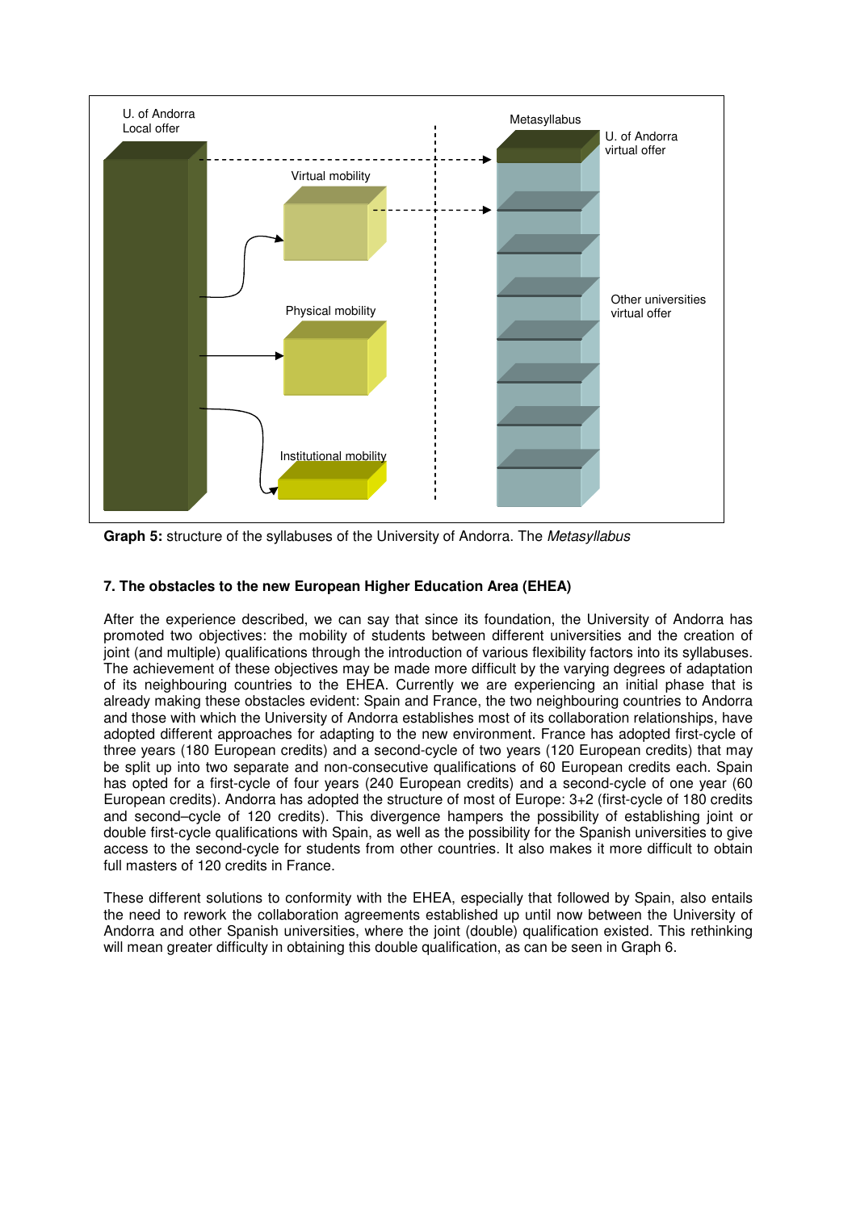**Graph 5:** structure of the syllabuses of the University of Andorra. The *Metasyllabus*

## 7. The obstacles to the new European Higher Education Area (EHEA)

After the experience described, we can say that since its foundation, the University of Andorra has promoted two objectives: the mobility of students between different universities and the creation of joint (and multiple) qualifications through the introduction of various flexibility factors into its syllabuses. The achievement of these objectives may be made more difficult by the varying degrees of adaptation of its neighbouring countries to the EHEA. Currently we are experiencing an initial phase that is already making these obstacles evident: Spain and France, the two neighbouring countries to Andorra and those with which the University of Andorra establishes most of its collaboration relationships, have adopted different approaches for adapting to the new environment. France has adopted first-cycle of three years (180 European credits) and a second-cycle of two years (120 European credits) that may be split up into two separate and non-consecutive qualifications of 60 European credits each. Spain has opted for a first-cycle of four years (240 European credits) and a second-cycle of one year (60 European credits). Andorra has adopted the structure of most of Europe: 3+2 (first-cycle of 180 credits and second–cycle of 120 credits). This divergence hampers the possibility of establishing joint or double first-cycle qualifications with Spain, as well as the possibility for the Spanish universities to give access to the second-cycle for students from other countries. It also makes it more difficult to obtain full masters of 120 credits in France.

These different solutions to conformity with the EHEA, especially that followed by Spain, also entails the need to rework the collaboration agreements established up until now between the University of Andorra and other Spanish universities, where the joint (double) qualification existed. This rethinking will mean greater difficulty in obtaining this double qualification, as can be seen in Graph 6.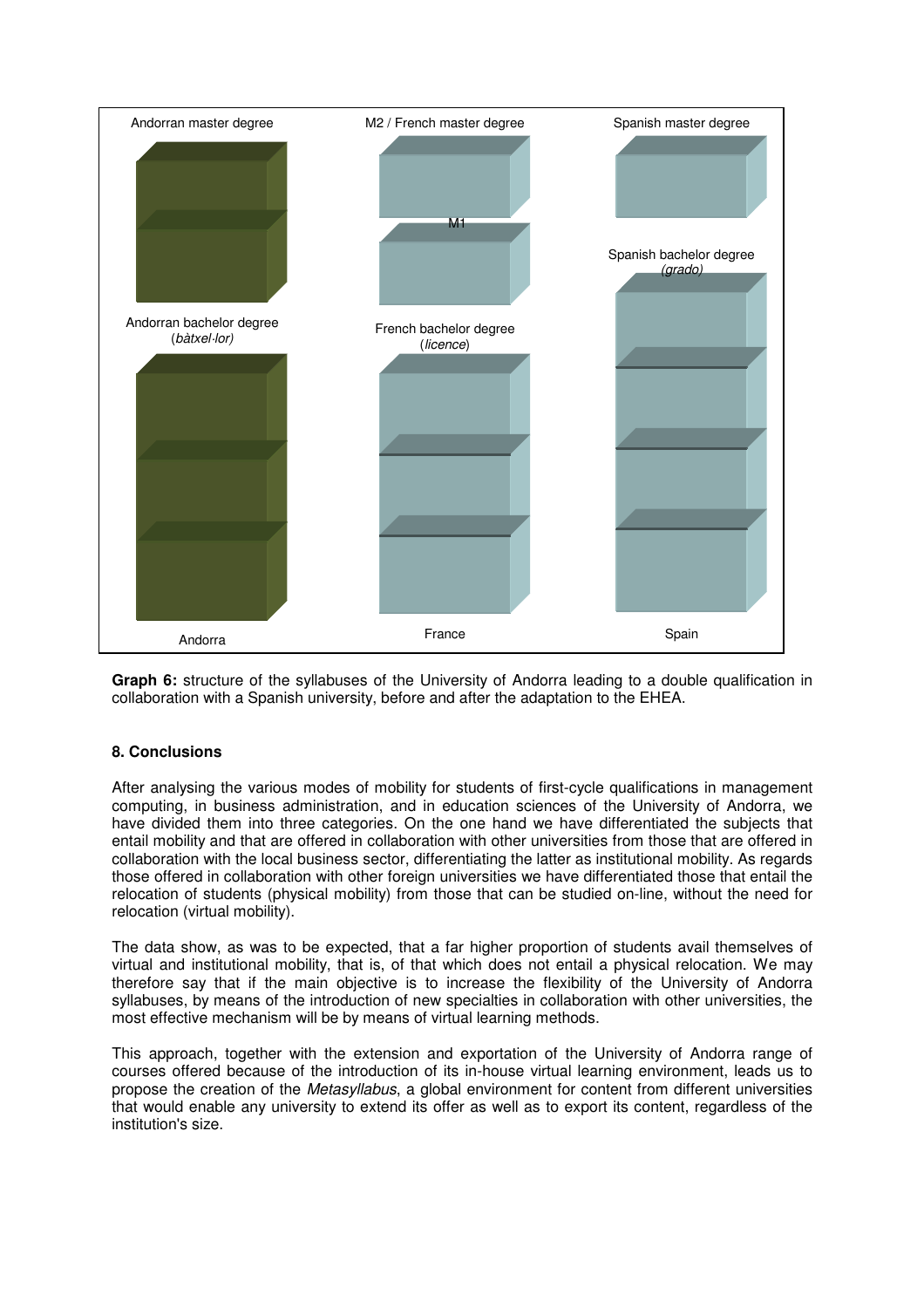Andorran master degree

M2 / French master degree

Spanish master degree

M1

Spanish bachelor degree
*(grado)*

Andorran bachelor degree
(*bàtxel·lor)*

French bachelor degree
(*licence*)

Andorra

France

Spain

**Graph 6:** structure of the syllabuses of the University of Andorra leading to a double qualification in collaboration with a Spanish university, before and after the adaptation to the EHEA.

## 8. Conclusions

After analysing the various modes of mobility for students of first-cycle qualifications in management computing, in business administration, and in education sciences of the University of Andorra, we have divided them into three categories. On the one hand we have differentiated the subjects that entail mobility and that are offered in collaboration with other universities from those that are offered in collaboration with the local business sector, differentiating the latter as institutional mobility. As regards those offered in collaboration with other foreign universities we have differentiated those that entail the relocation of students (physical mobility) from those that can be studied on-line, without the need for relocation (virtual mobility).

The data show, as was to be expected, that a far higher proportion of students avail themselves of virtual and institutional mobility, that is, of that which does not entail a physical relocation. We may therefore say that if the main objective is to increase the flexibility of the University of Andorra syllabuses, by means of the introduction of new specialties in collaboration with other universities, the most effective mechanism will be by means of virtual learning methods.

This approach, together with the extension and exportation of the University of Andorra range of courses offered because of the introduction of its in-house virtual learning environment, leads us to propose the creation of the *Metasyllabus*, a global environment for content from different universities that would enable any university to extend its offer as well as to export its content, regardless of the institution's size.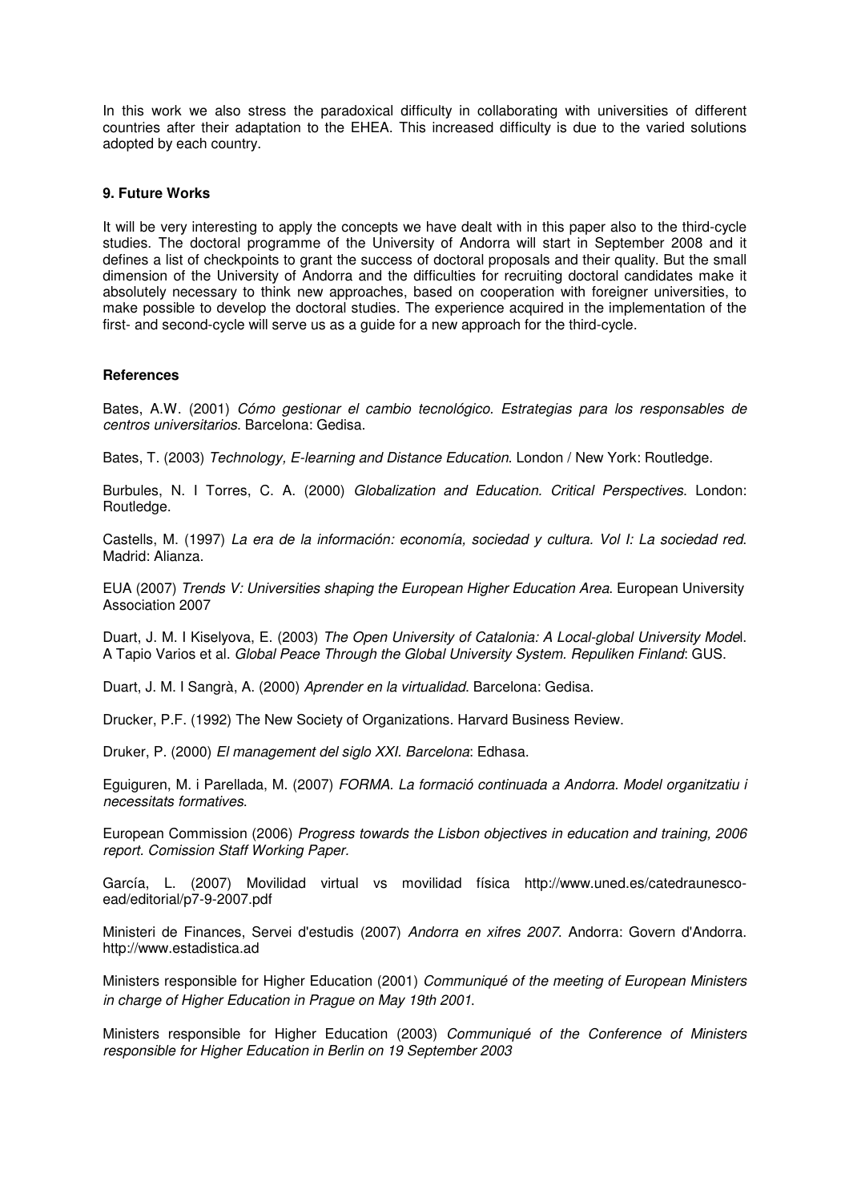In this work we also stress the paradoxical difficulty in collaborating with universities of different countries after their adaptation to the EHEA. This increased difficulty is due to the varied solutions adopted by each country.

### 9. Future Works

It will be very interesting to apply the concepts we have dealt with in this paper also to the third-cycle studies. The doctoral programme of the University of Andorra will start in September 2008 and it defines a list of checkpoints to grant the success of doctoral proposals and their quality. But the small dimension of the University of Andorra and the difficulties for recruiting doctoral candidates make it absolutely necessary to think new approaches, based on cooperation with foreigner universities, to make possible to develop the doctoral studies. The experience acquired in the implementation of the first- and second-cycle will serve us as a guide for a new approach for the third-cycle.

### References

Bates, A.W. (2001) *Cómo gestionar el cambio tecnológico. Estrategias para los responsables de centros universitarios*. Barcelona: Gedisa.

Bates, T. (2003) *Technology, E-learning and Distance Education*. London / New York: Routledge.

Burbules, N. I Torres, C. A. (2000) *Globalization and Education. Critical Perspectives*. London: Routledge.

Castells, M. (1997) *La era de la información: economía, sociedad y cultura. Vol I: La sociedad red*. Madrid: Alianza.

EUA (2007) *Trends V: Universities shaping the European Higher Education Area*. European University Association 2007

Duart, J. M. I Kiselyova, E. (2003) *The Open University of Catalonia: A Local-global University Model*. A Tapio Varios et al. *Global Peace Through the Global University System*. *Repuliken Finland*: GUS.

Duart, J. M. I Sangrà, A. (2000) *Aprender en la virtualidad*. Barcelona: Gedisa.

Drucker, P.F. (1992) The New Society of Organizations. Harvard Business Review.

Druker, P. (2000) *El management del siglo XXI. Barcelona*: Edhasa.

Eguiguren, M. i Parellada, M. (2007) *FORMA. La formació continuada a Andorra. Model organitzatiu i necessitats formatives*.

European Commission (2006) *Progress towards the Lisbon objectives in education and training, 2006 report. Comission Staff Working Paper.*

García, L. (2007) Movilidad virtual vs movilidad física http://www.uned.es/catedraunesco-ead/editorial/p7-9-2007.pdf

Ministeri de Finances, Servei d'estudis (2007) *Andorra en xifres 2007*. Andorra: Govern d'Andorra. http://www.estadistica.ad

Ministers responsible for Higher Education (2001) *Communiqué of the meeting of European Ministers in charge of Higher Education in Prague on May 19th 2001*.

Ministers responsible for Higher Education (2003) *Communiqué of the Conference of Ministers responsible for Higher Education in Berlin on 19 September 2003*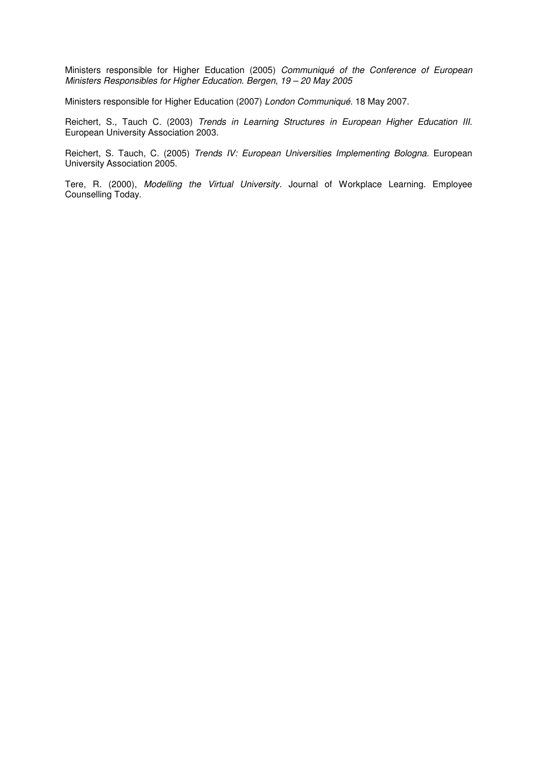Ministers responsible for Higher Education (2005) *Communiqué of the Conference of European Ministers Responsibles for Higher Education. Bergen, 19 – 20 May 2005*

Ministers responsible for Higher Education (2007) *London Communiqué*. 18 May 2007.

Reichert, S., Tauch C. (2003) *Trends in Learning Structures in European Higher Education III*. European University Association 2003.

Reichert, S. Tauch, C. (2005) *Trends IV: European Universities Implementing Bologna.* European University Association 2005.

Tere, R. (2000), *Modelling the Virtual University*. Journal of Workplace Learning. Employee Counselling Today.